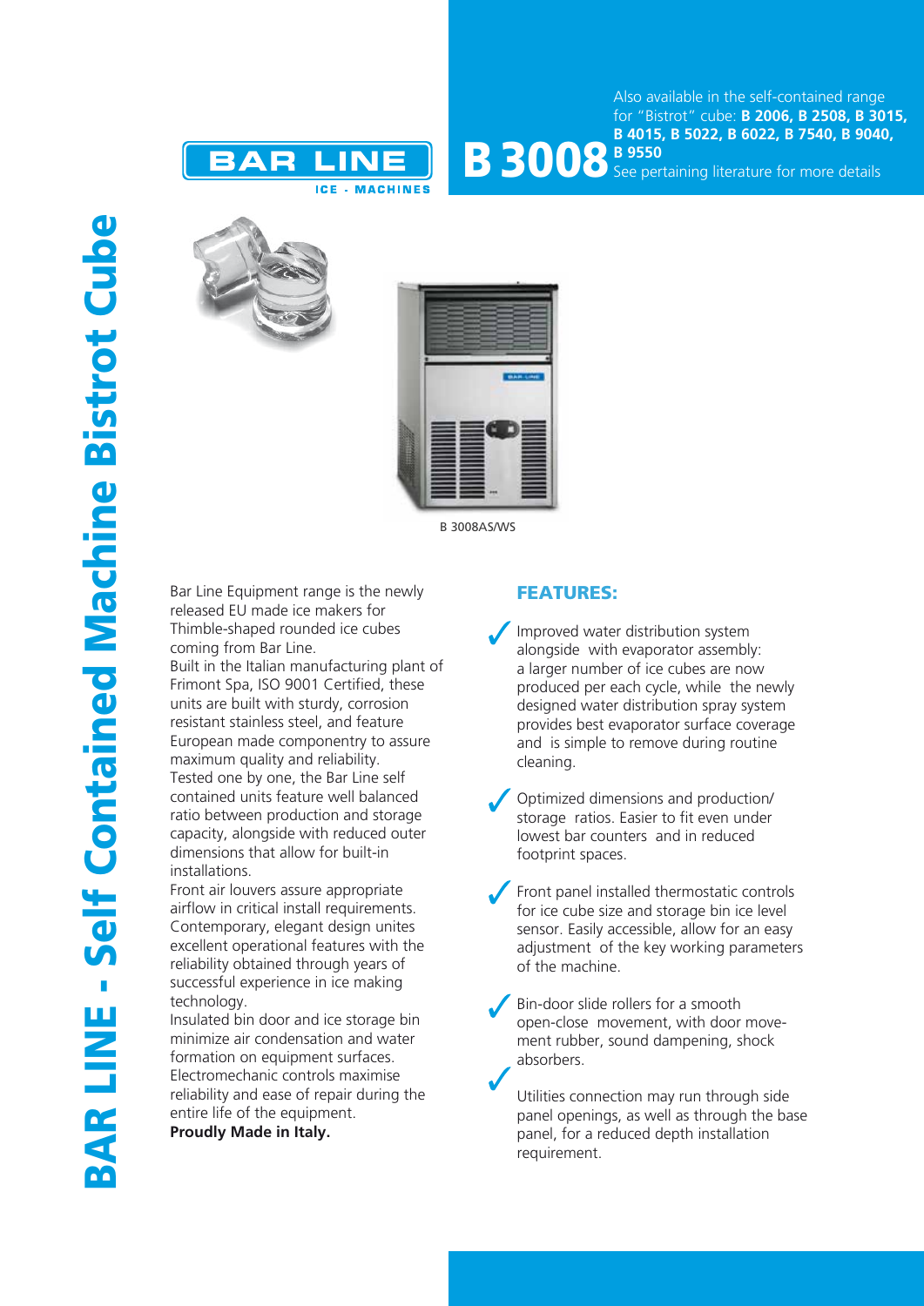# BAR LINE - Self Contained Machine Bistrot Cube

BAR LINE
ICE - MACHINES

## B 3008

Also available in the self-contained range for "Bistrot" cube: **B 2006, B 2508, B 3015, B 4015, B 5022, B 6022, B 7540, B 9040, B 9550**
See pertaining literature for more details

B 3008AS/WS

Bar Line Equipment range is the newly released EU made ice makers for Thimble-shaped rounded ice cubes coming from Bar Line.
Built in the Italian manufacturing plant of Frimont Spa, ISO 9001 Certified, these units are built with sturdy, corrosion resistant stainless steel, and feature European made componentry to assure maximum quality and reliability.
Tested one by one, the Bar Line self contained units feature well balanced ratio between production and storage capacity, alongside with reduced outer dimensions that allow for built-in installations.
Front air louvers assure appropriate airflow in critical install requirements.
Contemporary, elegant design unites excellent operational features with the reliability obtained through years of successful experience in ice making technology.
Insulated bin door and ice storage bin minimize air condensation and water formation on equipment surfaces.
Electromechanic controls maximise reliability and ease of repair during the entire life of the equipment.
**Proudly Made in Italy.**

### FEATURES:

- ✓ Improved water distribution system alongside with evaporator assembly: a larger number of ice cubes are now produced per each cycle, while the newly designed water distribution spray system provides best evaporator surface coverage and is simple to remove during routine cleaning.
- ✓ Optimized dimensions and production/ storage ratios. Easier to fit even under lowest bar counters and in reduced footprint spaces.
- ✓ Front panel installed thermostatic controls for ice cube size and storage bin ice level sensor. Easily accessible, allow for an easy adjustment of the key working parameters of the machine.
- ✓ Bin-door slide rollers for a smooth open-close movement, with door movement rubber, sound dampening, shock absorbers.
- ✓ Utilities connection may run through side panel openings, as well as through the base panel, for a reduced depth installation requirement.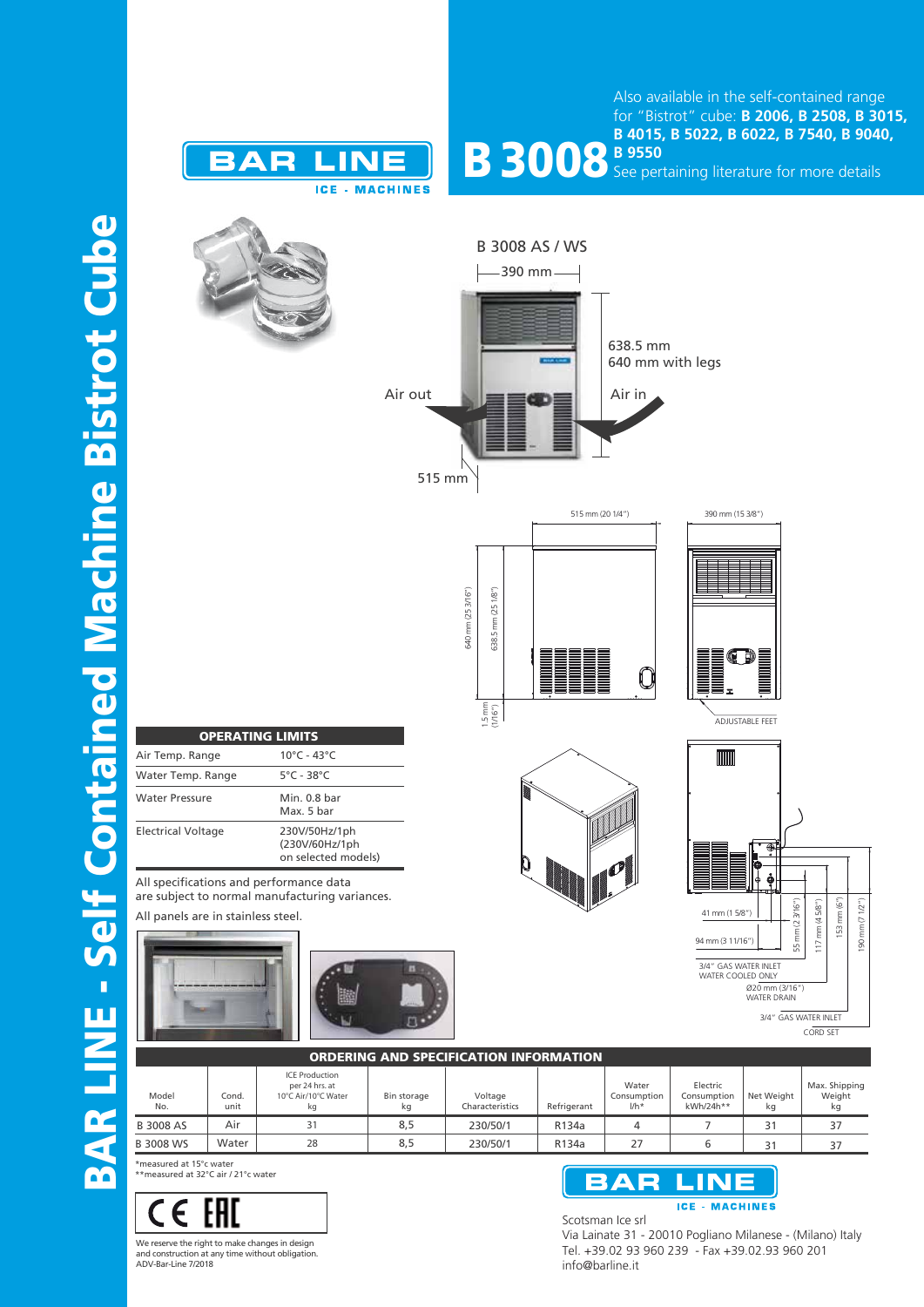# BAR LINE - Self Contained Machine Bistrot Cube

BAR LINE
ICE - MACHINES

# B 3008

Also available in the self-contained range for "Bistrot" cube: **B 2006, B 2508, B 3015, B 4015, B 5022, B 6022, B 7540, B 9040, B 9550**
See pertaining literature for more details

B 3008 AS / WS

390 mm

638.5 mm
640 mm with legs

Air out

Air in

515 mm

515 mm (20 1/4")

390 mm (15 3/8")

640 mm (25 3/16")

638,5 mm (25 1/8")

1.5 mm (1/16")

ADJUSTABLE FEET

41 mm (1 5/8")

94 mm (3 11/16")

55 mm (2 3/16")

117 mm (4 5/8")

153 mm (6")

190 mm (7 1/2")

3/4" GAS WATER INLET
WATER COOLED ONLY

Ø20 mm (3/16")
WATER DRAIN

3/4" GAS WATER INLET

CORD SET

## OPERATING LIMITS

| | |
|---|---|
| Air Temp. Range | 10°C - 43°C |
| Water Temp. Range | 5°C - 38°C |
| Water Pressure | Min. 0.8 bar<br>Max. 5 bar |
| Electrical Voltage | 230V/50Hz/1ph<br>(230V/60Hz/1ph<br>on selected models) |

All specifications and performance data are subject to normal manufacturing variances.

All panels are in stainless steel.

## ORDERING AND SPECIFICATION INFORMATION

| Model No. | Cond. unit | ICE Production per 24 hrs. at 10°C Air/10°C Water kg | Bin storage kg | Voltage Characteristics | Refrigerant | Water Consumption l/h* | Electric Consumption kWh/24h** | Net Weight kg | Max. Shipping Weight kg |
|---|---|---|---|---|---|---|---|---|---|
| B 3008 AS | Air | 31 | 8,5 | 230/50/1 | R134a | 4 | 7 | 31 | 37 |
| B 3008 WS | Water | 28 | 8,5 | 230/50/1 | R134a | 27 | 6 | 31 | 37 |

*measured at 15°c water
**measured at 32°C air / 21°c water

CE EAC

We reserve the right to make changes in design and construction at any time without obligation.
ADV-Bar-Line 7/2018

BAR LINE
ICE - MACHINES

Scotsman Ice srl
Via Lainate 31 - 20010 Pogliano Milanese - (Milano) Italy
Tel. +39.02 93 960 239 - Fax +39.02.93 960 201
info@barline.it